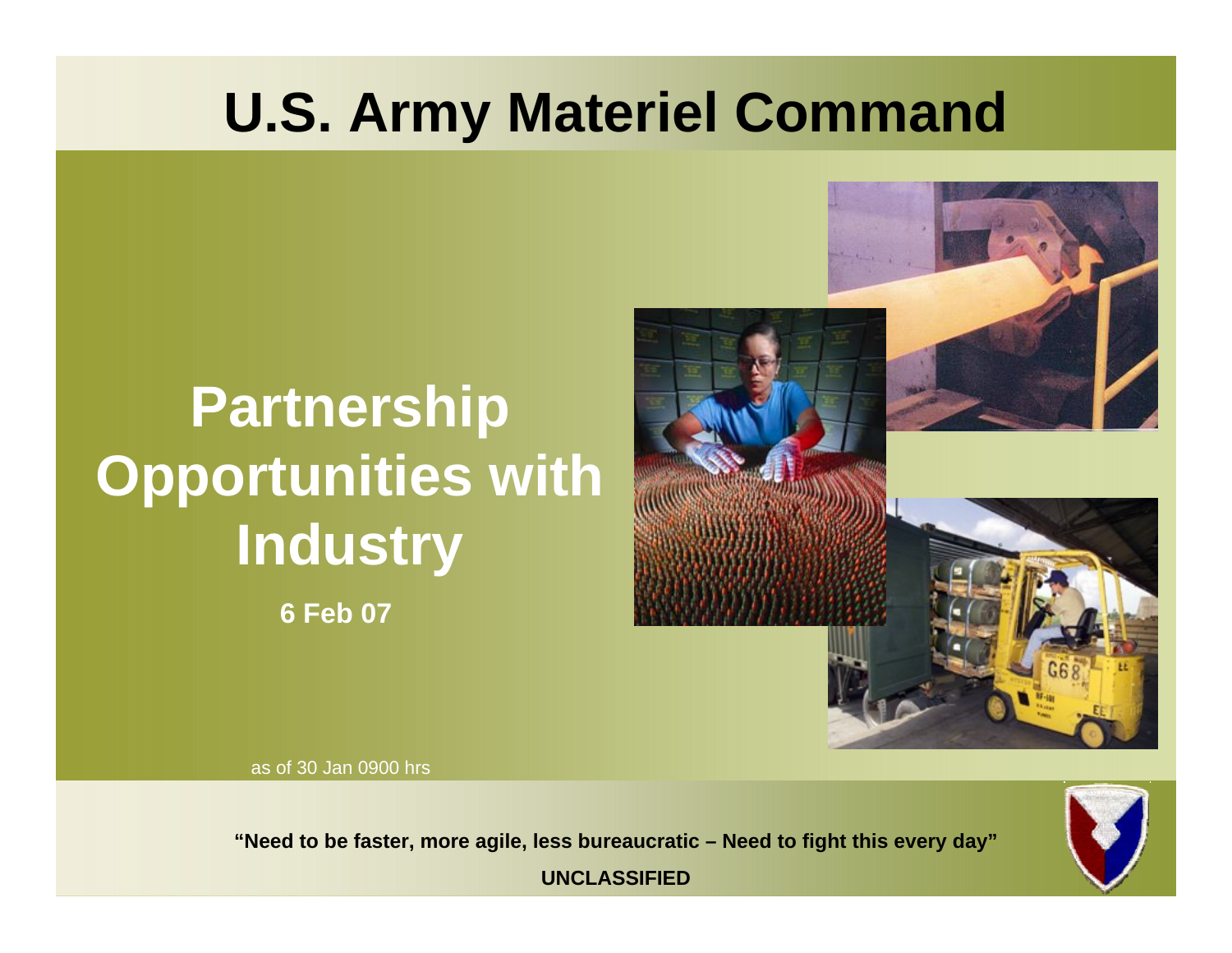# U.S. Army Materiel Command

## Partnership Opportunities with Industry

**6 Feb 07**

as of 30 Jan 0900 hrs

**"Need to be faster, more agile, less bureaucratic – Need to fight this every day"**

**UNCLASSIFIED**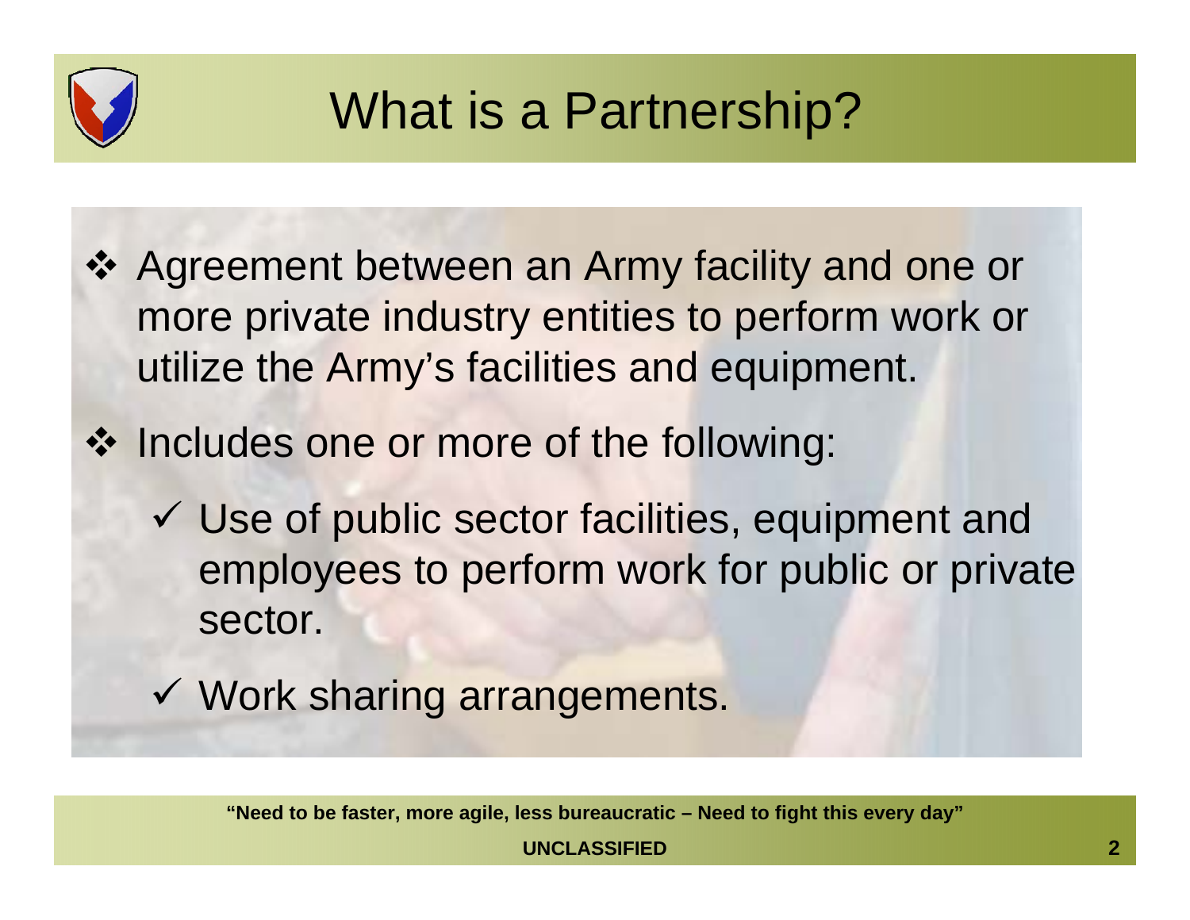# What is a Partnership?

- Agreement between an Army facility and one or more private industry entities to perform work or utilize the Army's facilities and equipment.
- Includes one or more of the following:
  - ✓ Use of public sector facilities, equipment and employees to perform work for public or private sector.
  - ✓ Work sharing arrangements.

**"Need to be faster, more agile, less bureaucratic – Need to fight this every day"**

**UNCLASSIFIED**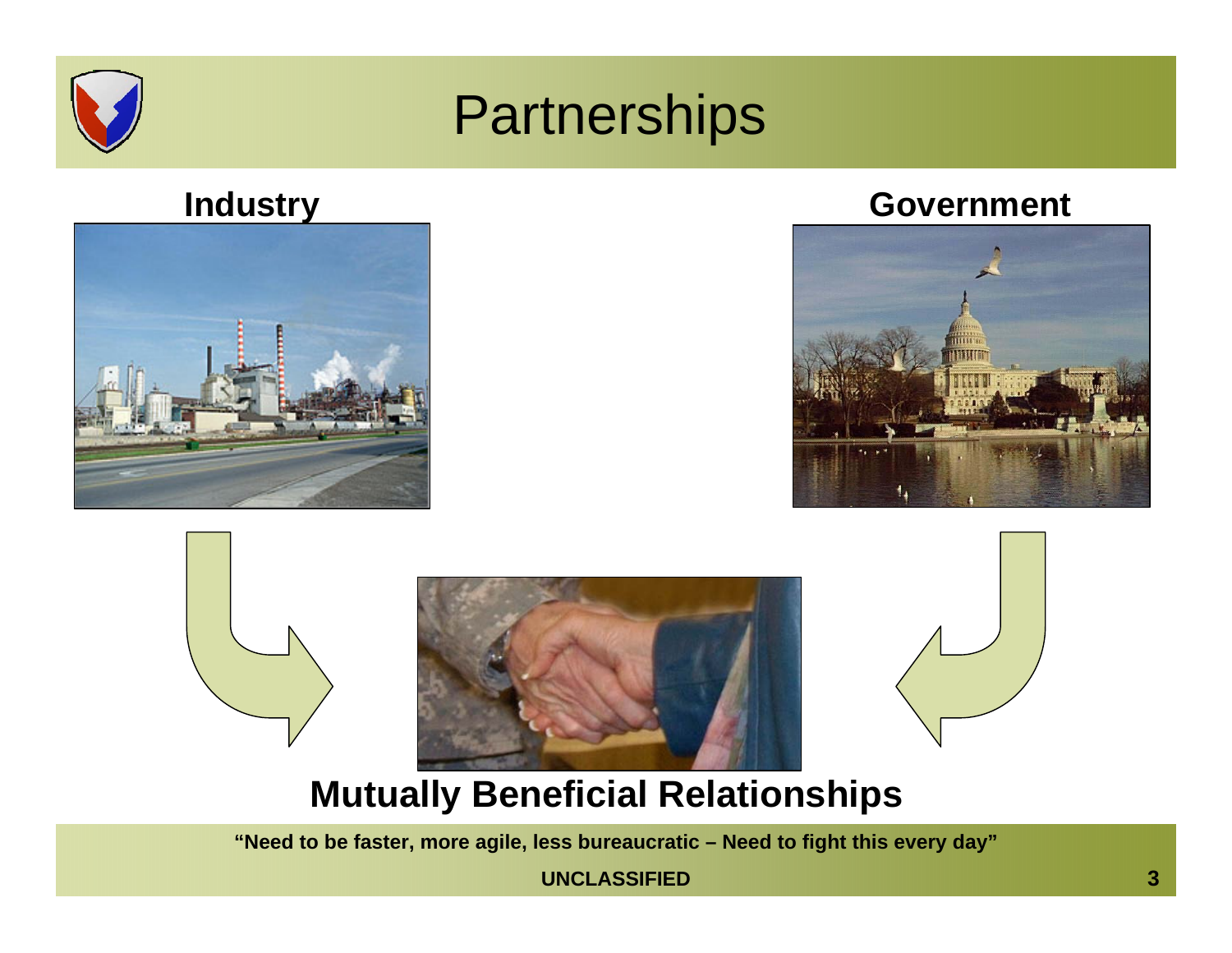# Partnerships

**Industry**

**Government**

**Mutually Beneficial Relationships**

**"Need to be faster, more agile, less bureaucratic – Need to fight this every day"**

**UNCLASSIFIED**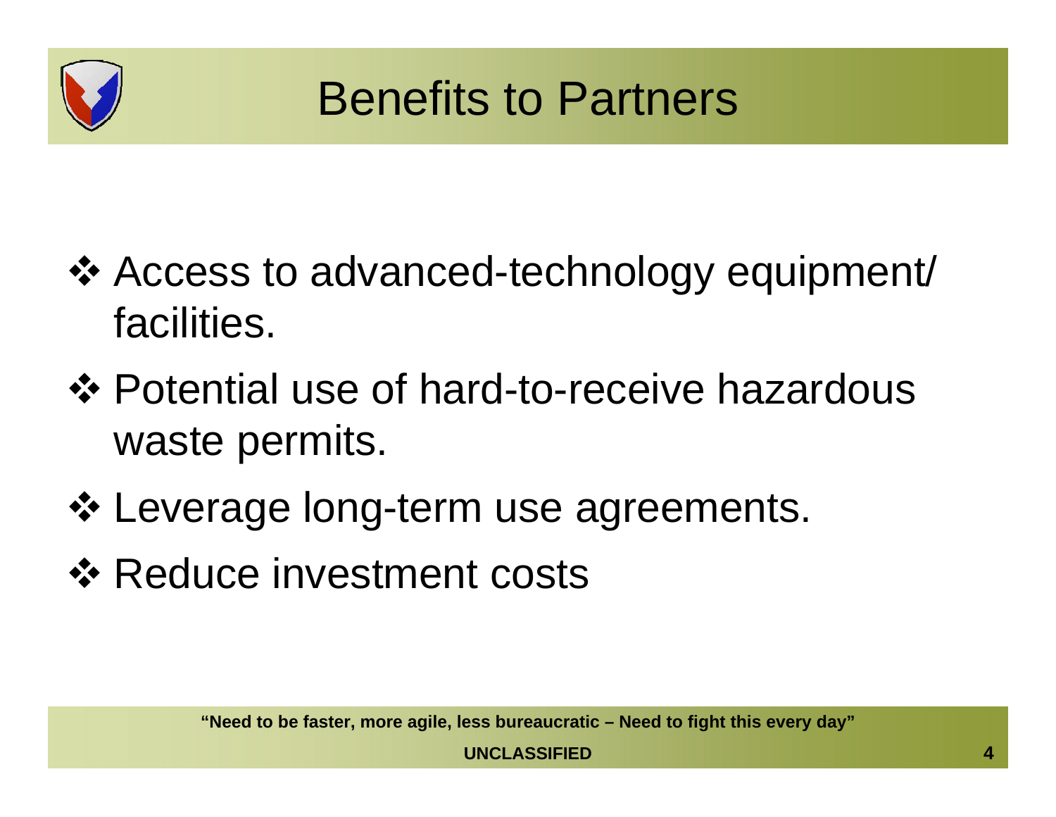# Benefits to Partners

- Access to advanced-technology equipment/ facilities.
- Potential use of hard-to-receive hazardous waste permits.
- Leverage long-term use agreements.
- Reduce investment costs

**"Need to be faster, more agile, less bureaucratic – Need to fight this every day"**

**UNCLASSIFIED**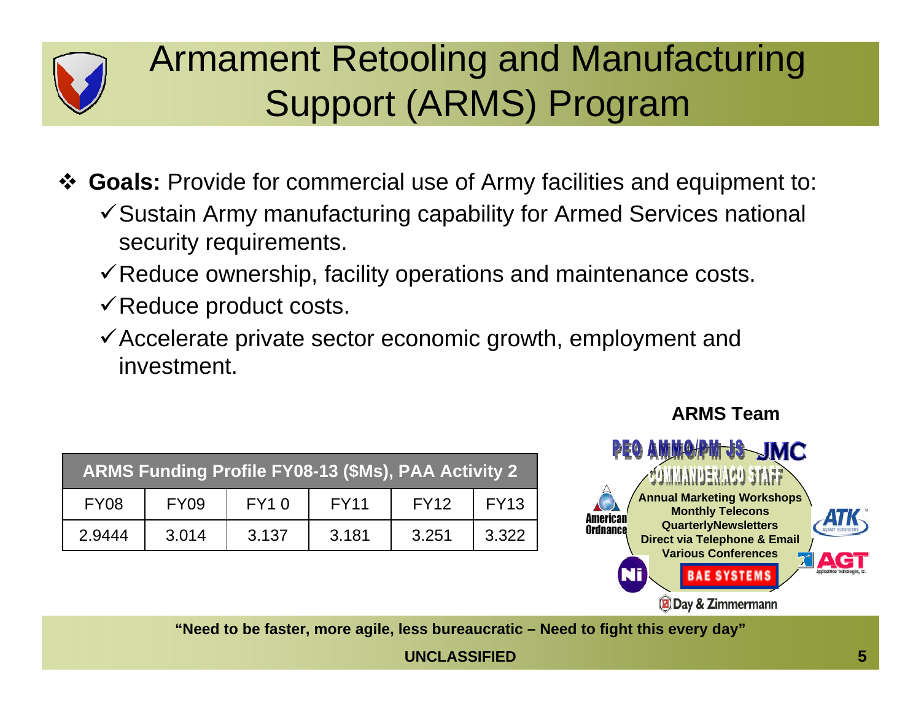# Armament Retooling and Manufacturing Support (ARMS) Program

- **Goals:** Provide for commercial use of Army facilities and equipment to:
  - ✓ Sustain Army manufacturing capability for Armed Services national security requirements.
  - ✓ Reduce ownership, facility operations and maintenance costs.
  - ✓ Reduce product costs.
  - ✓ Accelerate private sector economic growth, employment and investment.

| ARMS Funding Profile FY08-13 ($Ms), PAA Activity 2 | | | | | |
|---|---|---|---|---|---|
| FY08 | FY09 | FY1 0 | FY11 | FY12 | FY13 |
| 2.9444 | 3.014 | 3.137 | 3.181 | 3.251 | 3.322 |

**ARMS Team**

PEO AMMO/PM JS JMC

COMMANDER/ACO STAFF

**Annual Marketing Workshops**
**Monthly Telecons**
**QuarterlyNewsletters**
**Direct via Telephone & Email**
**Various Conferences**

American Ordnance, ATK, AGT, Ni, BAE SYSTEMS, Day & Zimmermann

**"Need to be faster, more agile, less bureaucratic – Need to fight this every day"**

**UNCLASSIFIED**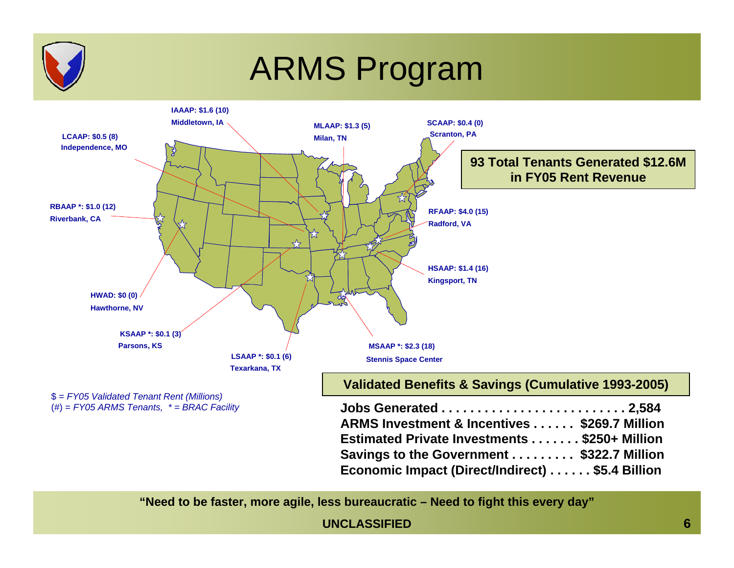# ARMS Program

IAAAP: $1.6 (10)
Middletown, IA

MLAAP: $1.3 (5)
Milan, TN

SCAAP: $0.4 (0)
Scranton, PA

LCAAP: $0.5 (8)
Independence, MO

RBAAP *: $1.0 (12)
Riverbank, CA

RFAAP: $4.0 (15)
Radford, VA

HSAAP: $1.4 (16)
Kingsport, TN

HWAD: $0 (0)
Hawthorne, NV

KSAAP *: $0.1 (3)
Parsons, KS

LSAAP *: $0.1 (6)
Texarkana, TX

MSAAP *: $2.3 (18)
Stennis Space Center

**93 Total Tenants Generated $12.6M in FY05 Rent Revenue**

*$ = FY05 Validated Tenant Rent (Millions)*
*(#) = FY05 ARMS Tenants, * = BRAC Facility*

**Validated Benefits & Savings (Cumulative 1993-2005)**

**Jobs Generated . . . . . . . . . . . . . . . . . . . . . . . . . 2,584**
**ARMS Investment & Incentives . . . . . . $269.7 Million**
**Estimated Private Investments . . . . . . . $250+ Million**
**Savings to the Government . . . . . . . . . $322.7 Million**
**Economic Impact (Direct/Indirect) . . . . . . $5.4 Billion**

**"Need to be faster, more agile, less bureaucratic – Need to fight this every day"**

**UNCLASSIFIED**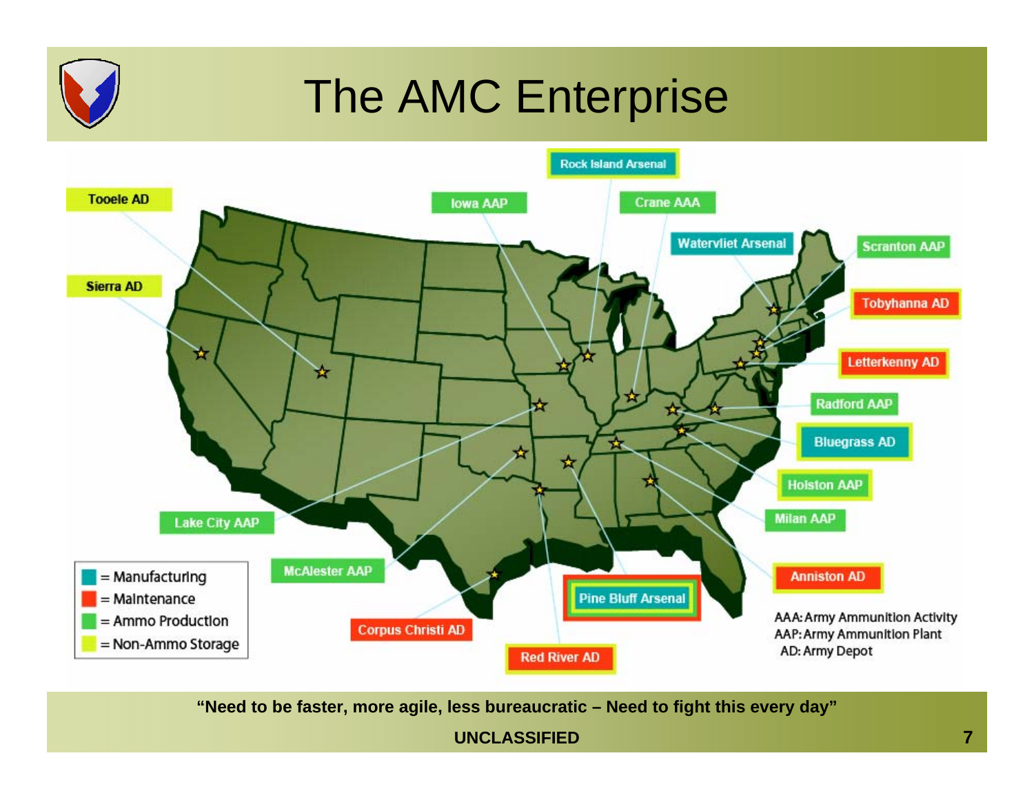# The AMC Enterprise

- Tooele AD
- Sierra AD
- Iowa AAP
- Rock Island Arsenal
- Crane AAA
- Watervliet Arsenal
- Scranton AAP
- Tobyhanna AD
- Letterkenny AD
- Radford AAP
- Bluegrass AD
- Holston AAP
- Milan AAP
- Anniston AD
- Lake City AAP
- McAlester AAP
- Corpus Christi AD
- Pine Bluff Arsenal
- Red River AD

Legend:

- = Manufacturing
- = Maintenance
- = Ammo Production
- = Non-Ammo Storage

AAA: Army Ammunition Activity
AAP: Army Ammunition Plant
AD: Army Depot

**"Need to be faster, more agile, less bureaucratic – Need to fight this every day"**

**UNCLASSIFIED**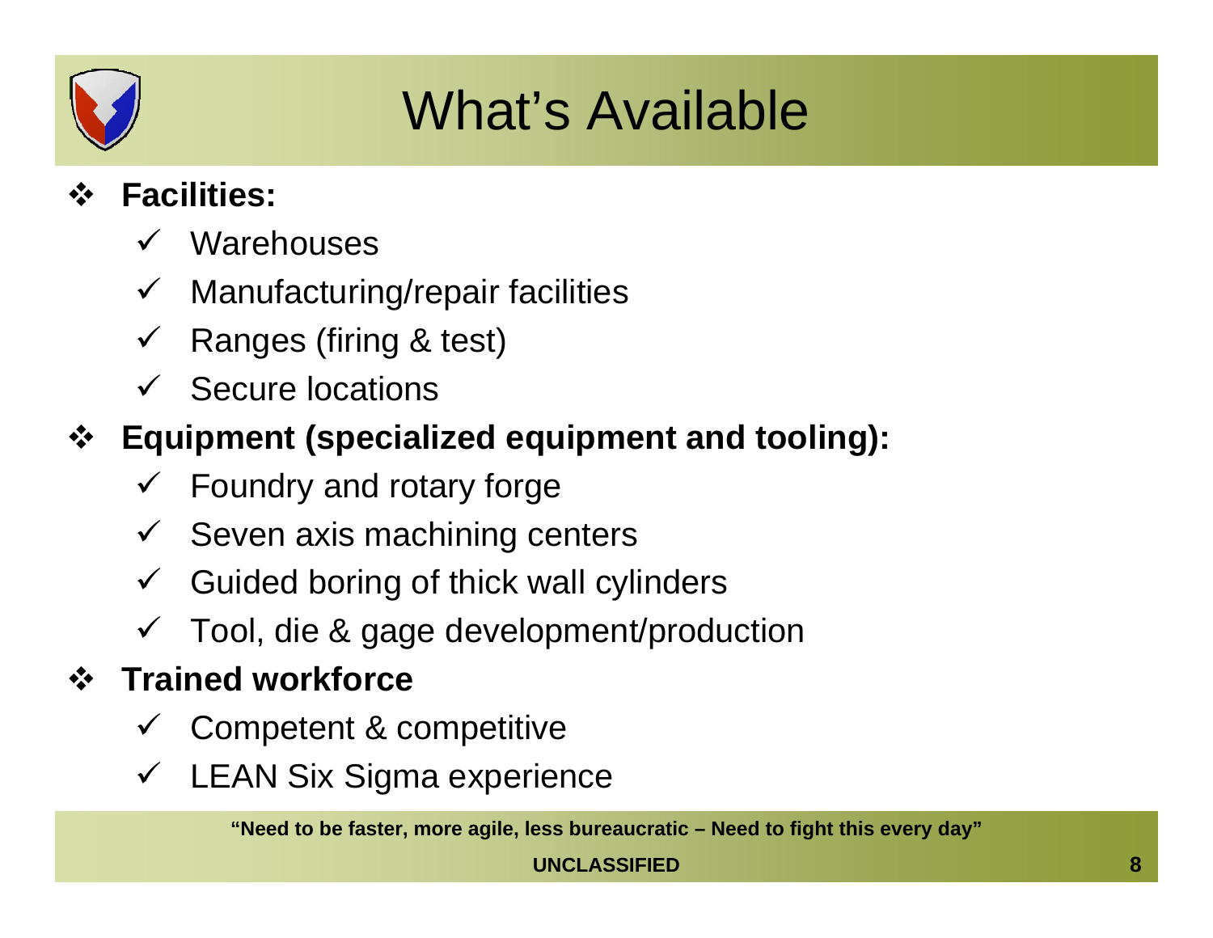# What's Available

- **Facilities:**
  - Warehouses
  - Manufacturing/repair facilities
  - Ranges (firing & test)
  - Secure locations
- **Equipment (specialized equipment and tooling):**
  - Foundry and rotary forge
  - Seven axis machining centers
  - Guided boring of thick wall cylinders
  - Tool, die & gage development/production
- **Trained workforce**
  - Competent & competitive
  - LEAN Six Sigma experience

**"Need to be faster, more agile, less bureaucratic – Need to fight this every day"**

**UNCLASSIFIED**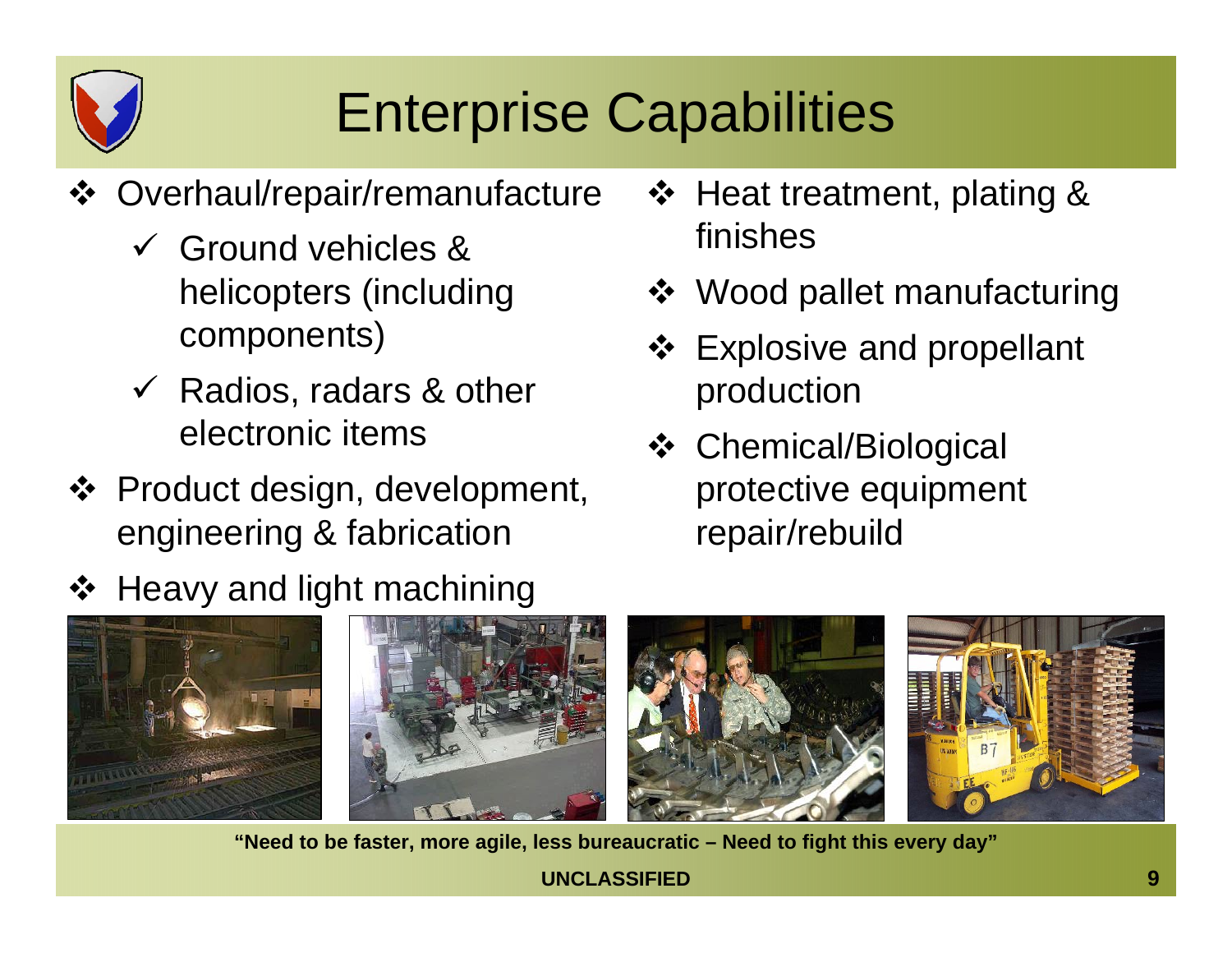# Enterprise Capabilities

- Overhaul/repair/remanufacture
  - ✓ Ground vehicles & helicopters (including components)
  - ✓ Radios, radars & other electronic items
- Product design, development, engineering & fabrication
- Heavy and light machining
- Heat treatment, plating & finishes
- Wood pallet manufacturing
- Explosive and propellant production
- Chemical/Biological protective equipment repair/rebuild

**"Need to be faster, more agile, less bureaucratic – Need to fight this every day"**

**UNCLASSIFIED**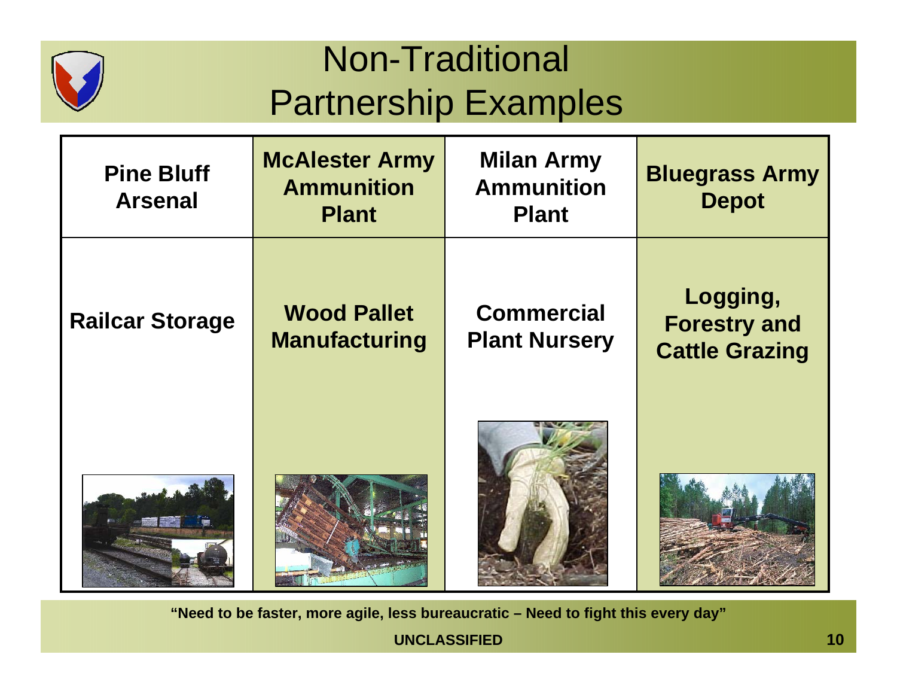# Non-Traditional Partnership Examples

| Pine Bluff Arsenal | McAlester Army Ammunition Plant | Milan Army Ammunition Plant | Bluegrass Army Depot |
|---|---|---|---|
| Railcar Storage | Wood Pallet Manufacturing | Commercial Plant Nursery | Logging, Forestry and Cattle Grazing |

**"Need to be faster, more agile, less bureaucratic – Need to fight this every day"**

**UNCLASSIFIED**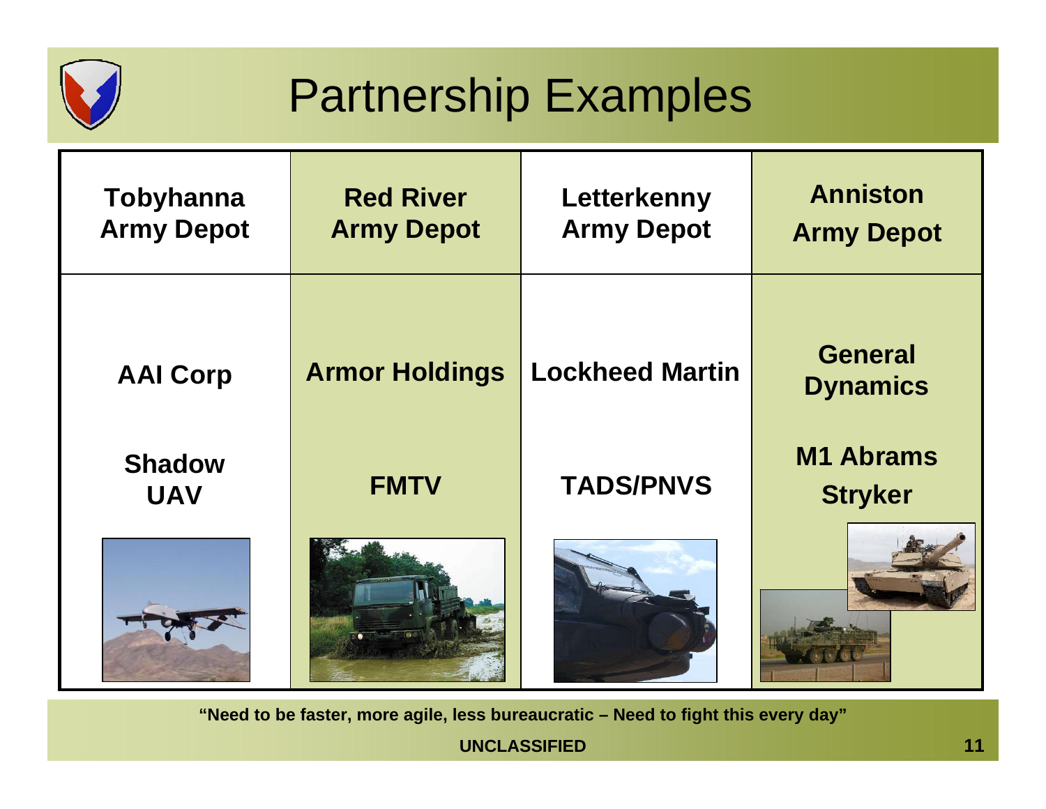# Partnership Examples

| Tobyhanna Army Depot | Red River Army Depot | Letterkenny Army Depot | Anniston Army Depot |
|---|---|---|---|
| AAI Corp<br><br>Shadow UAV | Armor Holdings<br><br>FMTV | Lockheed Martin<br><br>TADS/PNVS | General Dynamics<br><br>M1 Abrams<br>Stryker |

**"Need to be faster, more agile, less bureaucratic – Need to fight this every day"**

**UNCLASSIFIED**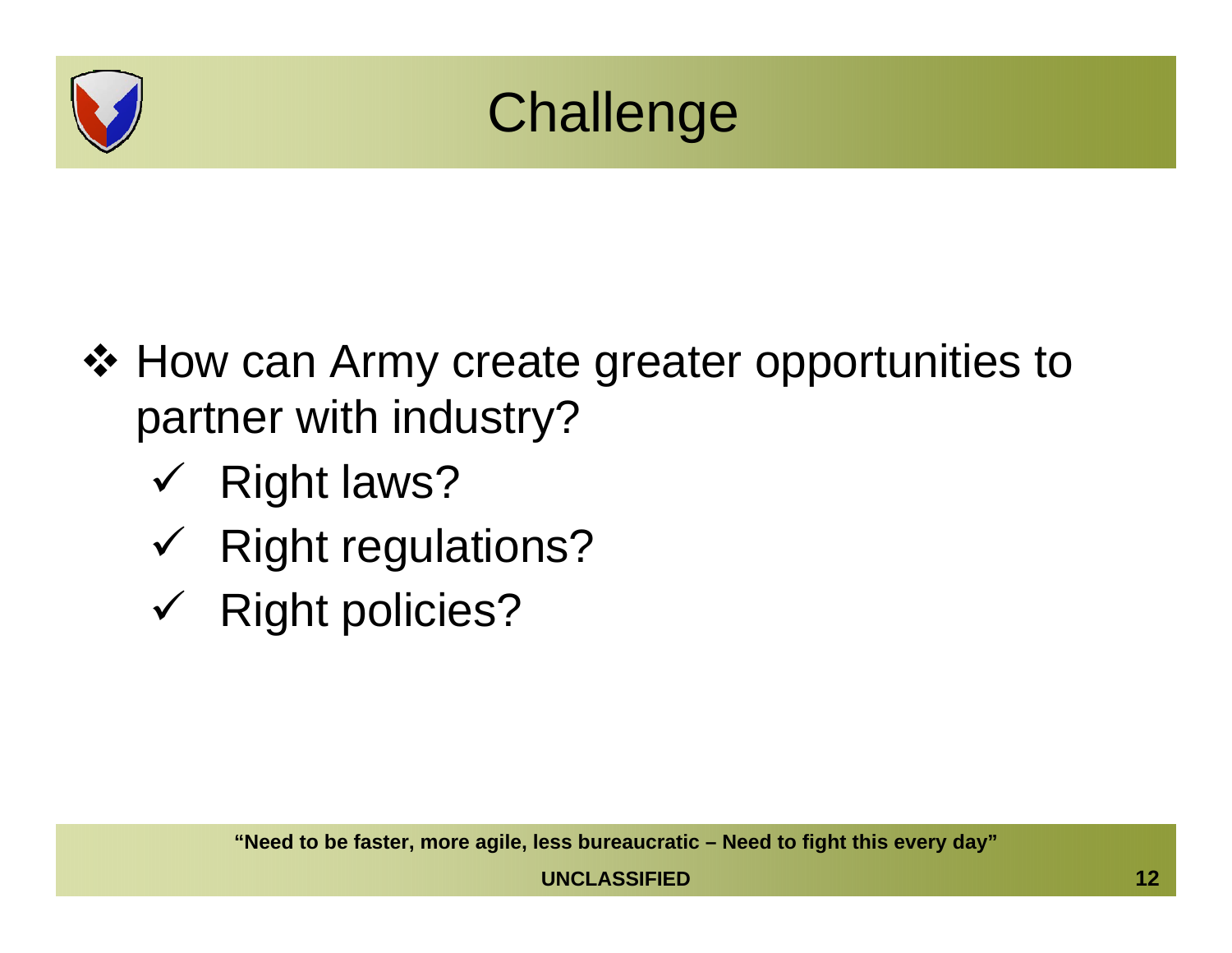# Challenge

- How can Army create greater opportunities to partner with industry?
  - ✓ Right laws?
  - ✓ Right regulations?
  - ✓ Right policies?

**"Need to be faster, more agile, less bureaucratic – Need to fight this every day"**

**UNCLASSIFIED**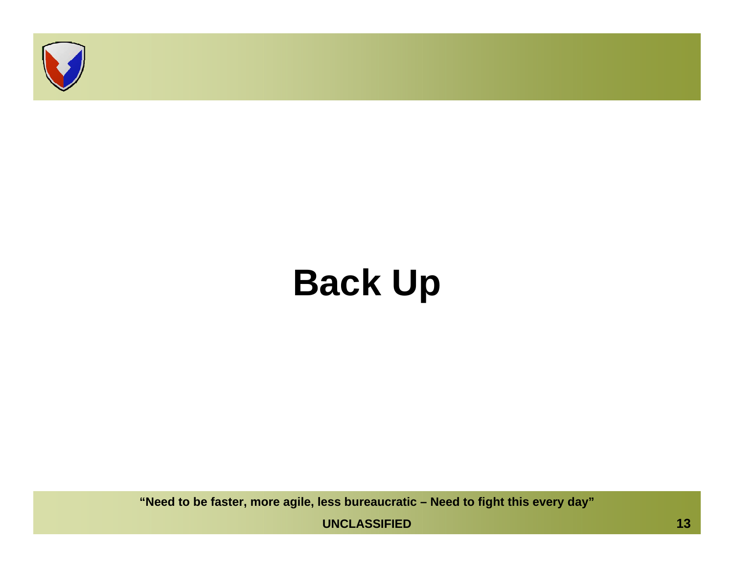# Back Up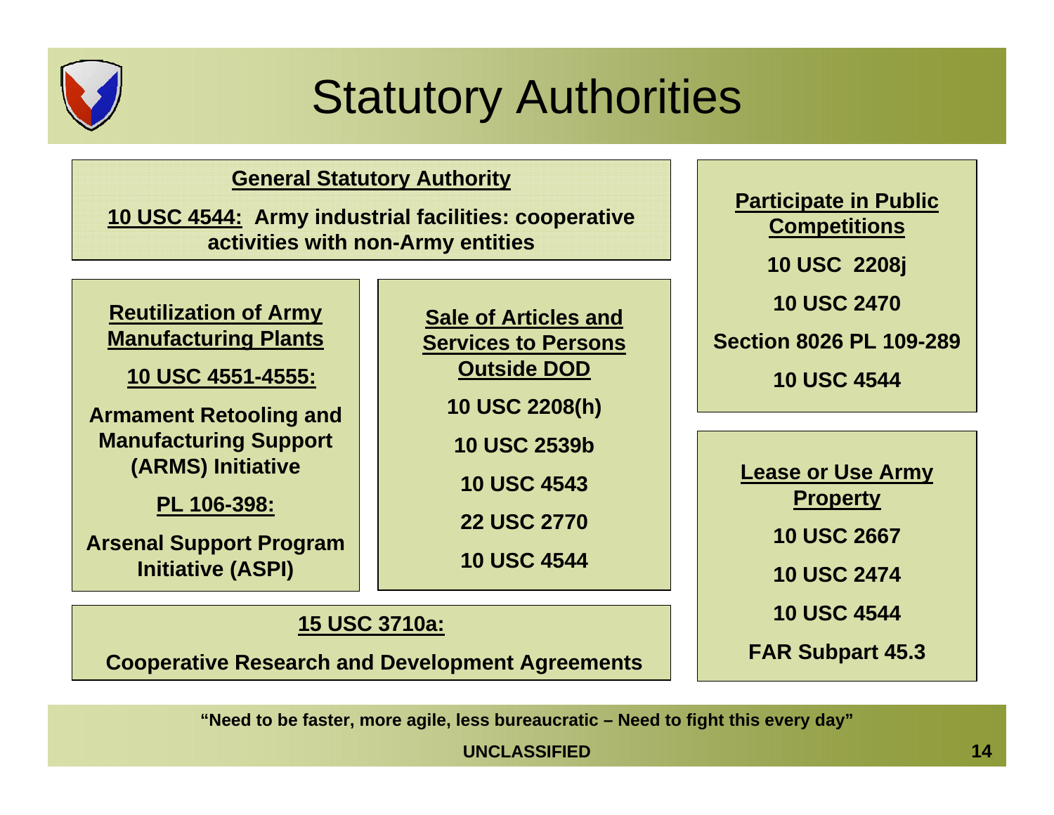# Statutory Authorities

**General Statutory Authority**

**10 USC 4544:** Army industrial facilities: cooperative activities with non-Army entities

**Reutilization of Army Manufacturing Plants**

**10 USC 4551-4555:**

Armament Retooling and Manufacturing Support (ARMS) Initiative

**PL 106-398:**

Arsenal Support Program Initiative (ASPI)

**Sale of Articles and Services to Persons Outside DOD**

10 USC 2208(h)

10 USC 2539b

10 USC 4543

22 USC 2770

10 USC 4544

**15 USC 3710a:**

Cooperative Research and Development Agreements

**Participate in Public Competitions**

10 USC 2208j

10 USC 2470

Section 8026 PL 109-289

10 USC 4544

**Lease or Use Army Property**

10 USC 2667

10 USC 2474

10 USC 4544

FAR Subpart 45.3

"Need to be faster, more agile, less bureaucratic – Need to fight this every day"

UNCLASSIFIED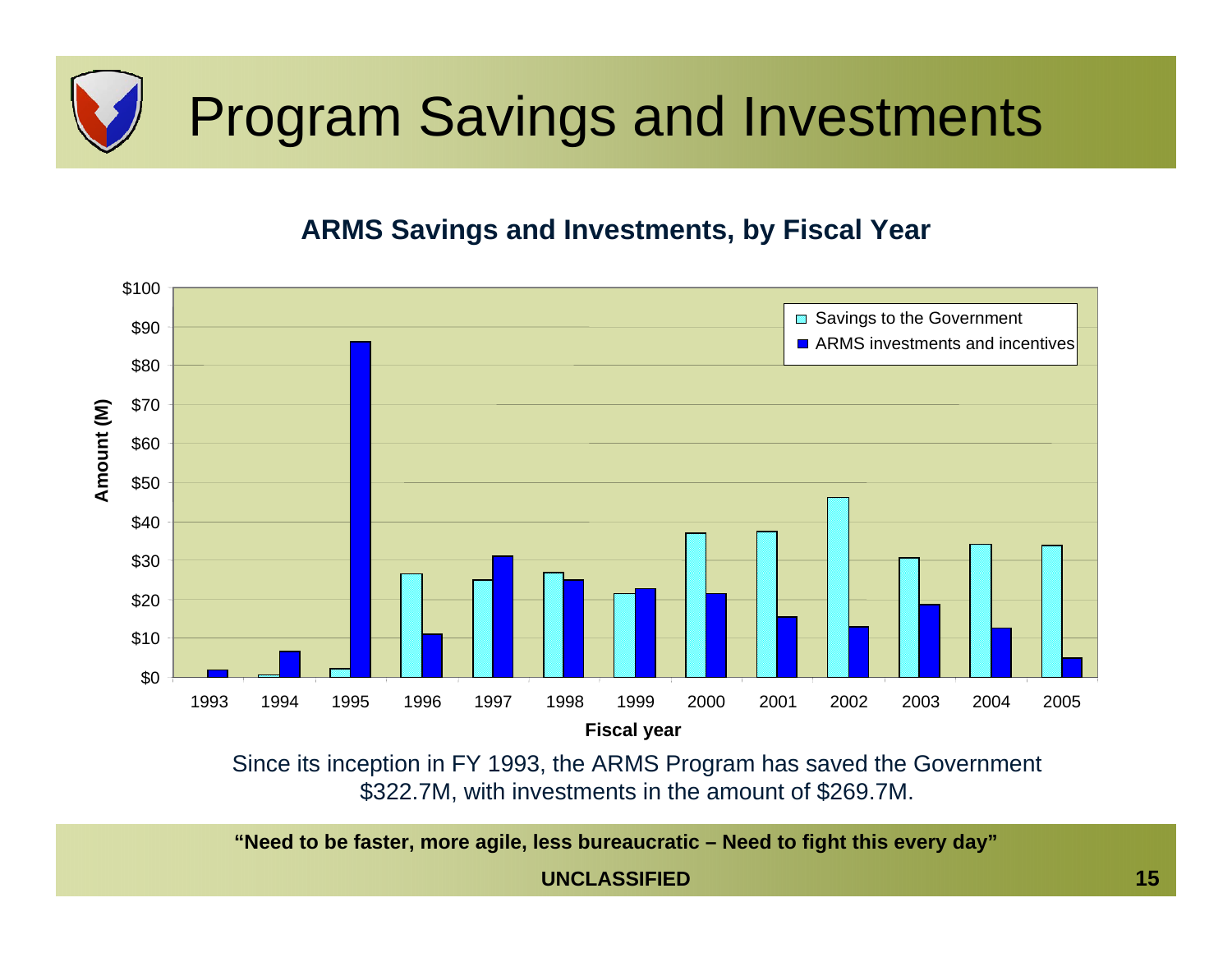# Program Savings and Investments

**ARMS Savings and Investments, by Fiscal Year**

Since its inception in FY 1993, the ARMS Program has saved the Government $322.7M, with investments in the amount of $269.7M.

**"Need to be faster, more agile, less bureaucratic – Need to fight this every day"**

**UNCLASSIFIED**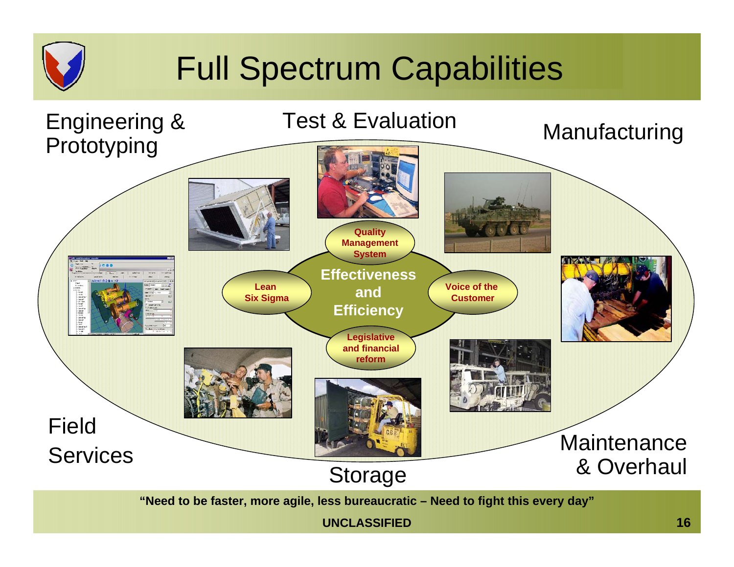# Full Spectrum Capabilities

Engineering & Prototyping

Test & Evaluation

Manufacturing

Quality Management System

Lean Six Sigma

Effectiveness and Efficiency

Voice of the Customer

Legislative and financial reform

Field Services

Storage

Maintenance & Overhaul

**"Need to be faster, more agile, less bureaucratic – Need to fight this every day"**

**UNCLASSIFIED**